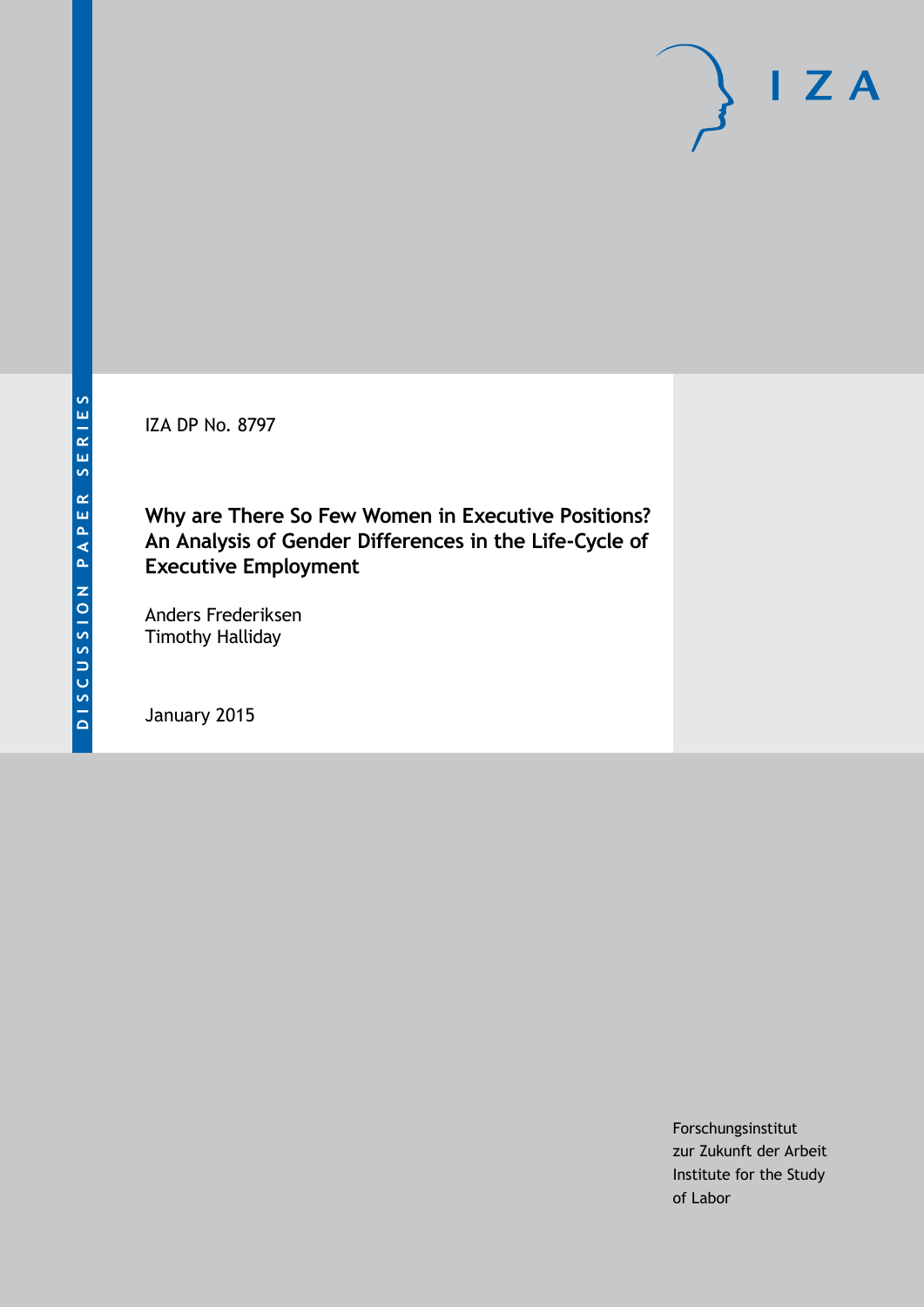DISCUSSION PAPER SERIES

IZA

IZA DP No. 8797

# Why are There So Few Women in Executive Positions? An Analysis of Gender Differences in the Life-Cycle of Executive Employment

Anders Frederiksen
Timothy Halliday

January 2015

Forschungsinstitut
zur Zukunft der Arbeit
Institute for the Study
of Labor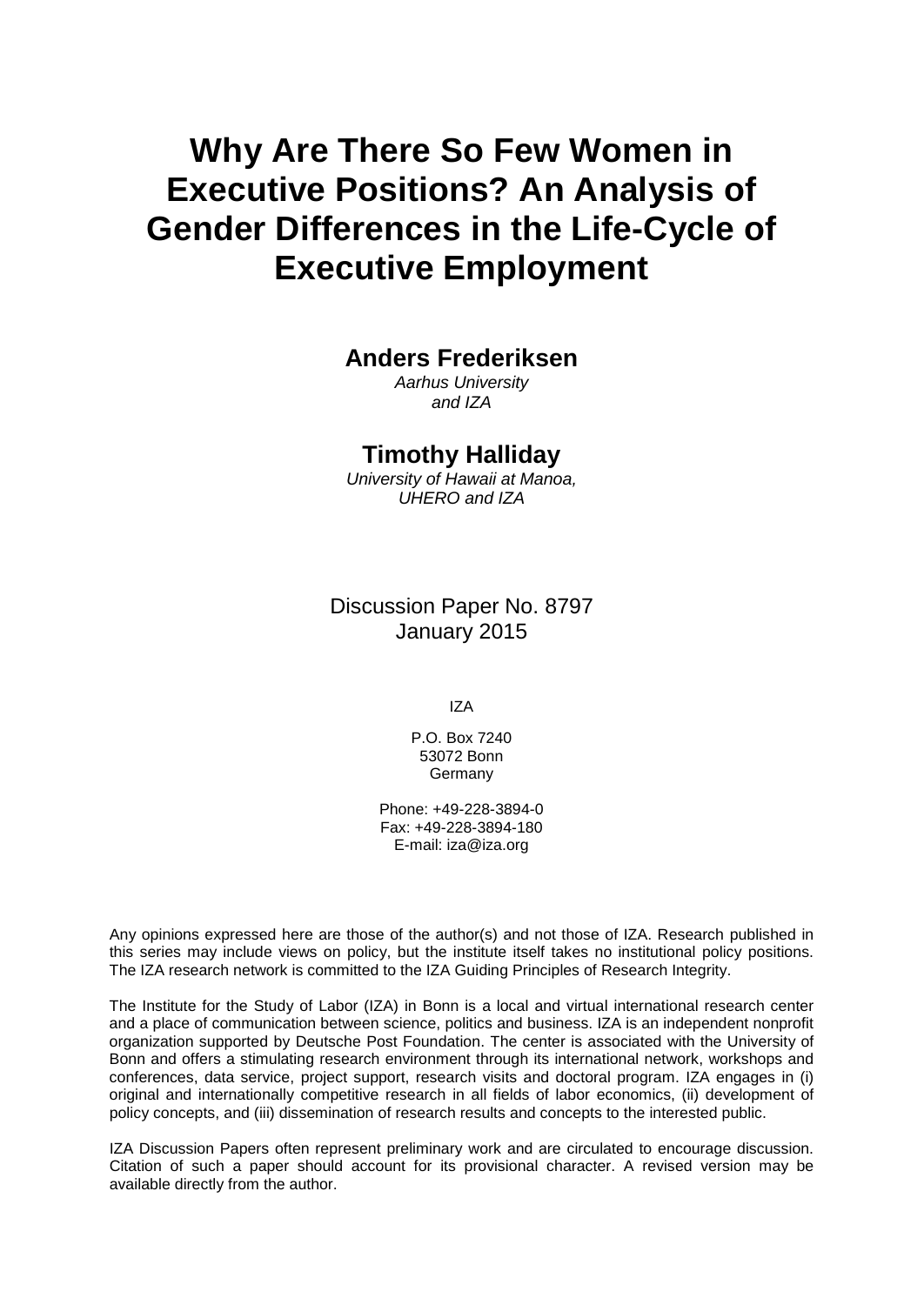# Why Are There So Few Women in Executive Positions? An Analysis of Gender Differences in the Life-Cycle of Executive Employment

**Anders Frederiksen**
*Aarhus University and IZA*

**Timothy Halliday**
*University of Hawaii at Manoa, UHERO and IZA*

Discussion Paper No. 8797
January 2015

IZA

P.O. Box 7240
53072 Bonn
Germany

Phone: +49-228-3894-0
Fax: +49-228-3894-180
E-mail: iza@iza.org

Any opinions expressed here are those of the author(s) and not those of IZA. Research published in this series may include views on policy, but the institute itself takes no institutional policy positions. The IZA research network is committed to the IZA Guiding Principles of Research Integrity.

The Institute for the Study of Labor (IZA) in Bonn is a local and virtual international research center and a place of communication between science, politics and business. IZA is an independent nonprofit organization supported by Deutsche Post Foundation. The center is associated with the University of Bonn and offers a stimulating research environment through its international network, workshops and conferences, data service, project support, research visits and doctoral program. IZA engages in (i) original and internationally competitive research in all fields of labor economics, (ii) development of policy concepts, and (iii) dissemination of research results and concepts to the interested public.

IZA Discussion Papers often represent preliminary work and are circulated to encourage discussion. Citation of such a paper should account for its provisional character. A revised version may be available directly from the author.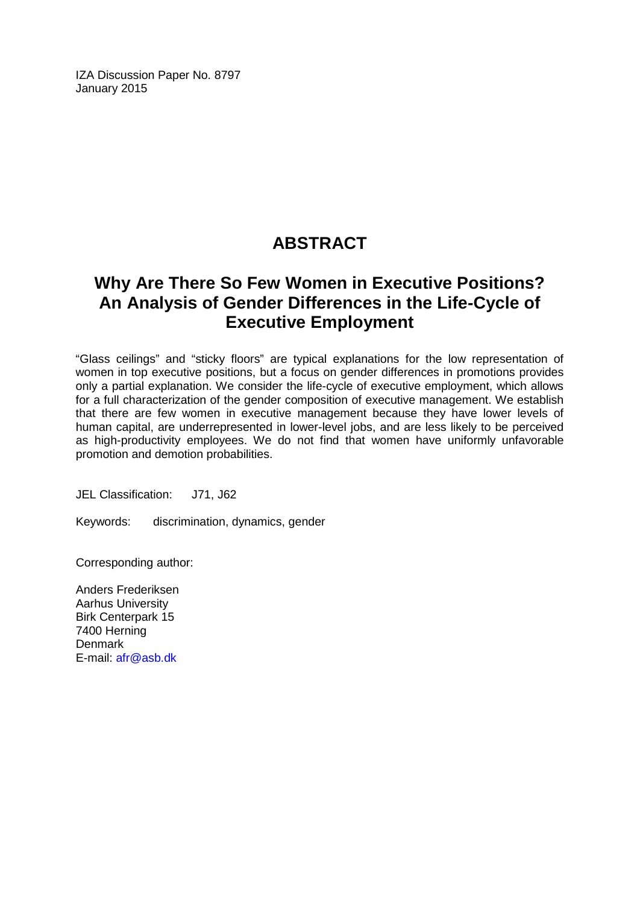IZA Discussion Paper No. 8797
January 2015

# ABSTRACT

## Why Are There So Few Women in Executive Positions? An Analysis of Gender Differences in the Life-Cycle of Executive Employment

"Glass ceilings" and "sticky floors" are typical explanations for the low representation of women in top executive positions, but a focus on gender differences in promotions provides only a partial explanation. We consider the life-cycle of executive employment, which allows for a full characterization of the gender composition of executive management. We establish that there are few women in executive management because they have lower levels of human capital, are underrepresented in lower-level jobs, and are less likely to be perceived as high-productivity employees. We do not find that women have uniformly unfavorable promotion and demotion probabilities.

JEL Classification: J71, J62

Keywords: discrimination, dynamics, gender

Corresponding author:

Anders Frederiksen
Aarhus University
Birk Centerpark 15
7400 Herning
Denmark
E-mail: afr@asb.dk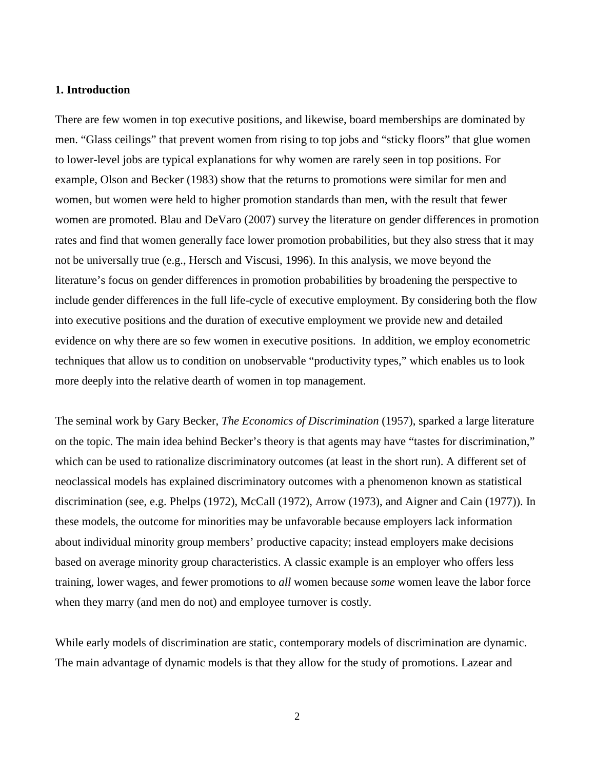## 1. Introduction

There are few women in top executive positions, and likewise, board memberships are dominated by men. "Glass ceilings" that prevent women from rising to top jobs and "sticky floors" that glue women to lower-level jobs are typical explanations for why women are rarely seen in top positions. For example, Olson and Becker (1983) show that the returns to promotions were similar for men and women, but women were held to higher promotion standards than men, with the result that fewer women are promoted. Blau and DeVaro (2007) survey the literature on gender differences in promotion rates and find that women generally face lower promotion probabilities, but they also stress that it may not be universally true (e.g., Hersch and Viscusi, 1996). In this analysis, we move beyond the literature's focus on gender differences in promotion probabilities by broadening the perspective to include gender differences in the full life-cycle of executive employment. By considering both the flow into executive positions and the duration of executive employment we provide new and detailed evidence on why there are so few women in executive positions. In addition, we employ econometric techniques that allow us to condition on unobservable "productivity types," which enables us to look more deeply into the relative dearth of women in top management.

The seminal work by Gary Becker, *The Economics of Discrimination* (1957), sparked a large literature on the topic. The main idea behind Becker's theory is that agents may have "tastes for discrimination," which can be used to rationalize discriminatory outcomes (at least in the short run). A different set of neoclassical models has explained discriminatory outcomes with a phenomenon known as statistical discrimination (see, e.g. Phelps (1972), McCall (1972), Arrow (1973), and Aigner and Cain (1977)). In these models, the outcome for minorities may be unfavorable because employers lack information about individual minority group members' productive capacity; instead employers make decisions based on average minority group characteristics. A classic example is an employer who offers less training, lower wages, and fewer promotions to *all* women because *some* women leave the labor force when they marry (and men do not) and employee turnover is costly.

While early models of discrimination are static, contemporary models of discrimination are dynamic. The main advantage of dynamic models is that they allow for the study of promotions. Lazear and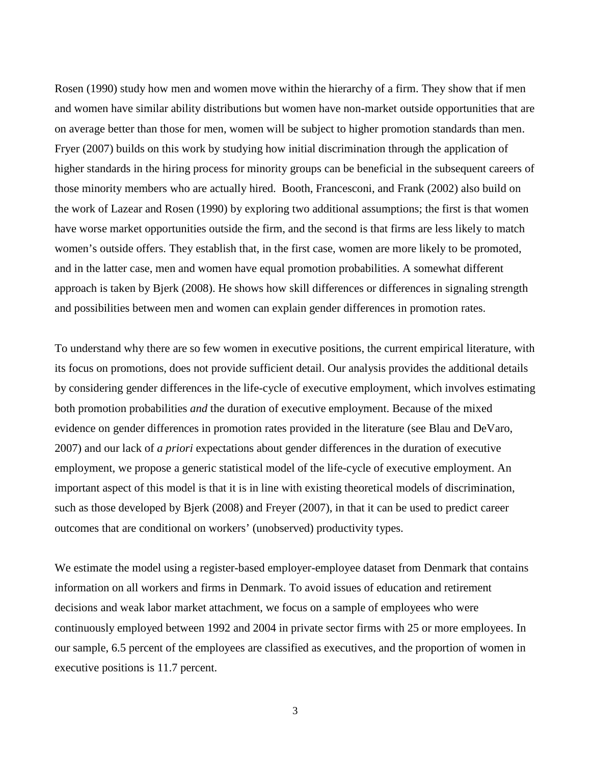Rosen (1990) study how men and women move within the hierarchy of a firm. They show that if men and women have similar ability distributions but women have non-market outside opportunities that are on average better than those for men, women will be subject to higher promotion standards than men. Fryer (2007) builds on this work by studying how initial discrimination through the application of higher standards in the hiring process for minority groups can be beneficial in the subsequent careers of those minority members who are actually hired. Booth, Francesconi, and Frank (2002) also build on the work of Lazear and Rosen (1990) by exploring two additional assumptions; the first is that women have worse market opportunities outside the firm, and the second is that firms are less likely to match women's outside offers. They establish that, in the first case, women are more likely to be promoted, and in the latter case, men and women have equal promotion probabilities. A somewhat different approach is taken by Bjerk (2008). He shows how skill differences or differences in signaling strength and possibilities between men and women can explain gender differences in promotion rates.

To understand why there are so few women in executive positions, the current empirical literature, with its focus on promotions, does not provide sufficient detail. Our analysis provides the additional details by considering gender differences in the life-cycle of executive employment, which involves estimating both promotion probabilities *and* the duration of executive employment. Because of the mixed evidence on gender differences in promotion rates provided in the literature (see Blau and DeVaro, 2007) and our lack of *a priori* expectations about gender differences in the duration of executive employment, we propose a generic statistical model of the life-cycle of executive employment. An important aspect of this model is that it is in line with existing theoretical models of discrimination, such as those developed by Bjerk (2008) and Freyer (2007), in that it can be used to predict career outcomes that are conditional on workers' (unobserved) productivity types.

We estimate the model using a register-based employer-employee dataset from Denmark that contains information on all workers and firms in Denmark. To avoid issues of education and retirement decisions and weak labor market attachment, we focus on a sample of employees who were continuously employed between 1992 and 2004 in private sector firms with 25 or more employees. In our sample, 6.5 percent of the employees are classified as executives, and the proportion of women in executive positions is 11.7 percent.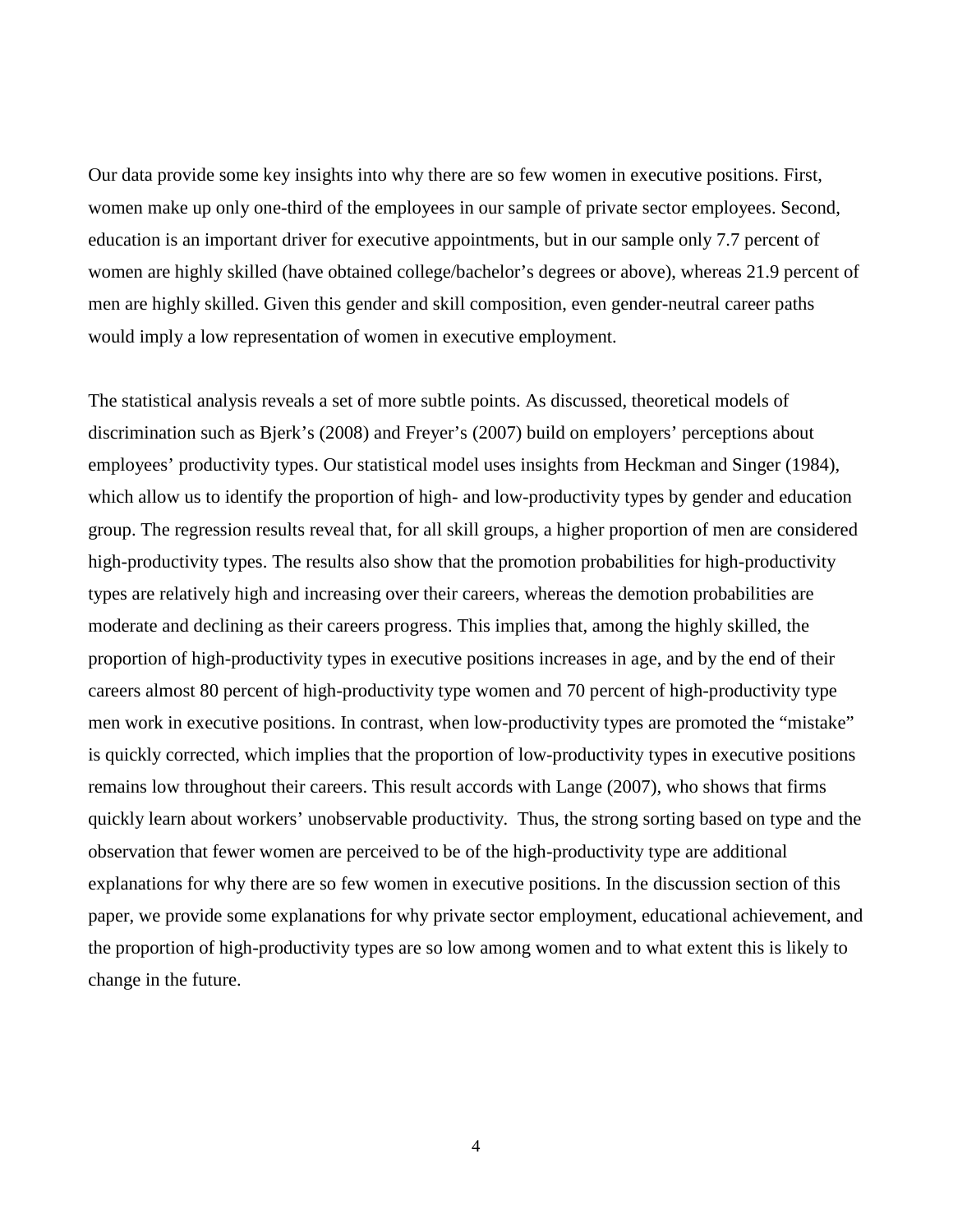Our data provide some key insights into why there are so few women in executive positions. First, women make up only one-third of the employees in our sample of private sector employees. Second, education is an important driver for executive appointments, but in our sample only 7.7 percent of women are highly skilled (have obtained college/bachelor's degrees or above), whereas 21.9 percent of men are highly skilled. Given this gender and skill composition, even gender-neutral career paths would imply a low representation of women in executive employment.

The statistical analysis reveals a set of more subtle points. As discussed, theoretical models of discrimination such as Bjerk's (2008) and Freyer's (2007) build on employers' perceptions about employees' productivity types. Our statistical model uses insights from Heckman and Singer (1984), which allow us to identify the proportion of high- and low-productivity types by gender and education group. The regression results reveal that, for all skill groups, a higher proportion of men are considered high-productivity types. The results also show that the promotion probabilities for high-productivity types are relatively high and increasing over their careers, whereas the demotion probabilities are moderate and declining as their careers progress. This implies that, among the highly skilled, the proportion of high-productivity types in executive positions increases in age, and by the end of their careers almost 80 percent of high-productivity type women and 70 percent of high-productivity type men work in executive positions. In contrast, when low-productivity types are promoted the "mistake" is quickly corrected, which implies that the proportion of low-productivity types in executive positions remains low throughout their careers. This result accords with Lange (2007), who shows that firms quickly learn about workers' unobservable productivity. Thus, the strong sorting based on type and the observation that fewer women are perceived to be of the high-productivity type are additional explanations for why there are so few women in executive positions. In the discussion section of this paper, we provide some explanations for why private sector employment, educational achievement, and the proportion of high-productivity types are so low among women and to what extent this is likely to change in the future.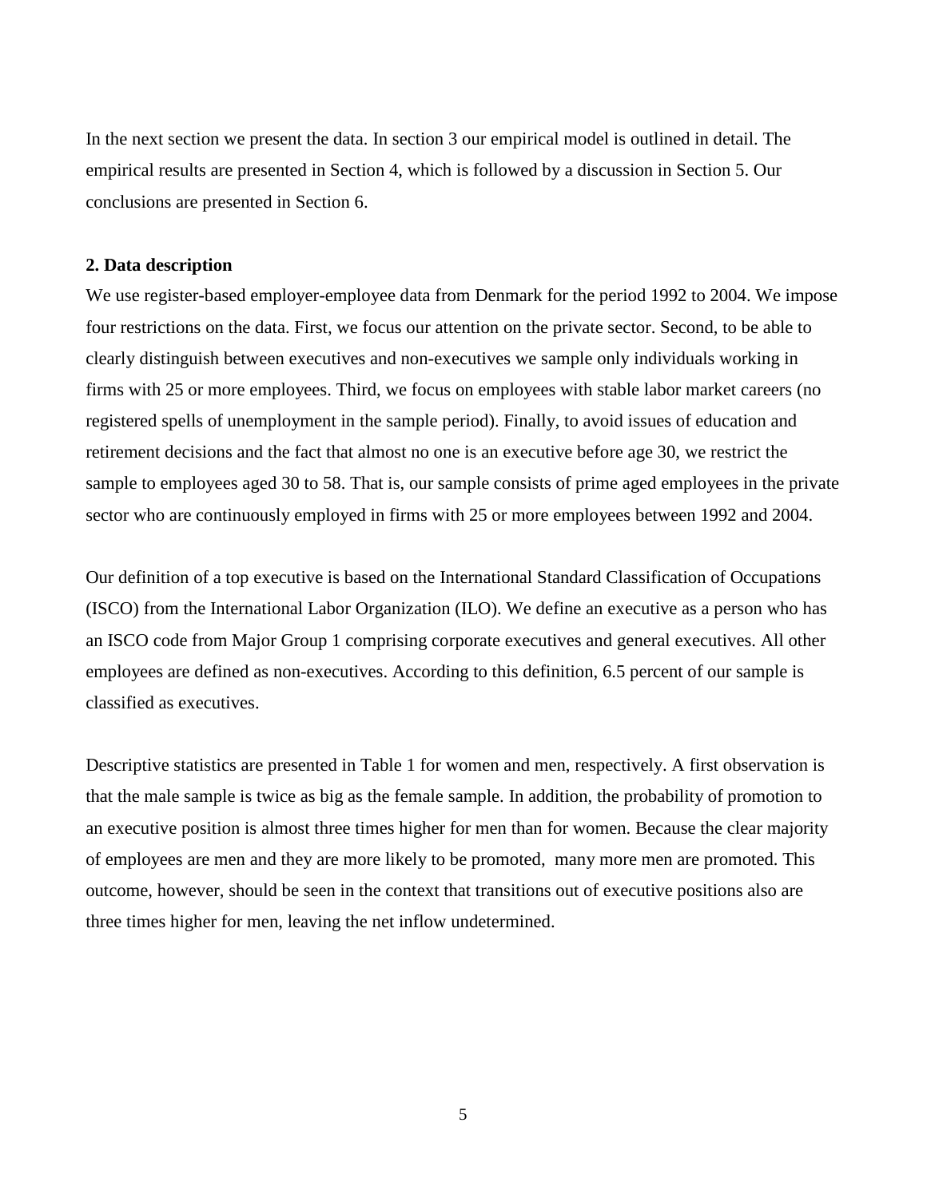In the next section we present the data. In section 3 our empirical model is outlined in detail. The empirical results are presented in Section 4, which is followed by a discussion in Section 5. Our conclusions are presented in Section 6.

## 2. Data description

We use register-based employer-employee data from Denmark for the period 1992 to 2004. We impose four restrictions on the data. First, we focus our attention on the private sector. Second, to be able to clearly distinguish between executives and non-executives we sample only individuals working in firms with 25 or more employees. Third, we focus on employees with stable labor market careers (no registered spells of unemployment in the sample period). Finally, to avoid issues of education and retirement decisions and the fact that almost no one is an executive before age 30, we restrict the sample to employees aged 30 to 58. That is, our sample consists of prime aged employees in the private sector who are continuously employed in firms with 25 or more employees between 1992 and 2004.

Our definition of a top executive is based on the International Standard Classification of Occupations (ISCO) from the International Labor Organization (ILO). We define an executive as a person who has an ISCO code from Major Group 1 comprising corporate executives and general executives. All other employees are defined as non-executives. According to this definition, 6.5 percent of our sample is classified as executives.

Descriptive statistics are presented in Table 1 for women and men, respectively. A first observation is that the male sample is twice as big as the female sample. In addition, the probability of promotion to an executive position is almost three times higher for men than for women. Because the clear majority of employees are men and they are more likely to be promoted, many more men are promoted. This outcome, however, should be seen in the context that transitions out of executive positions also are three times higher for men, leaving the net inflow undetermined.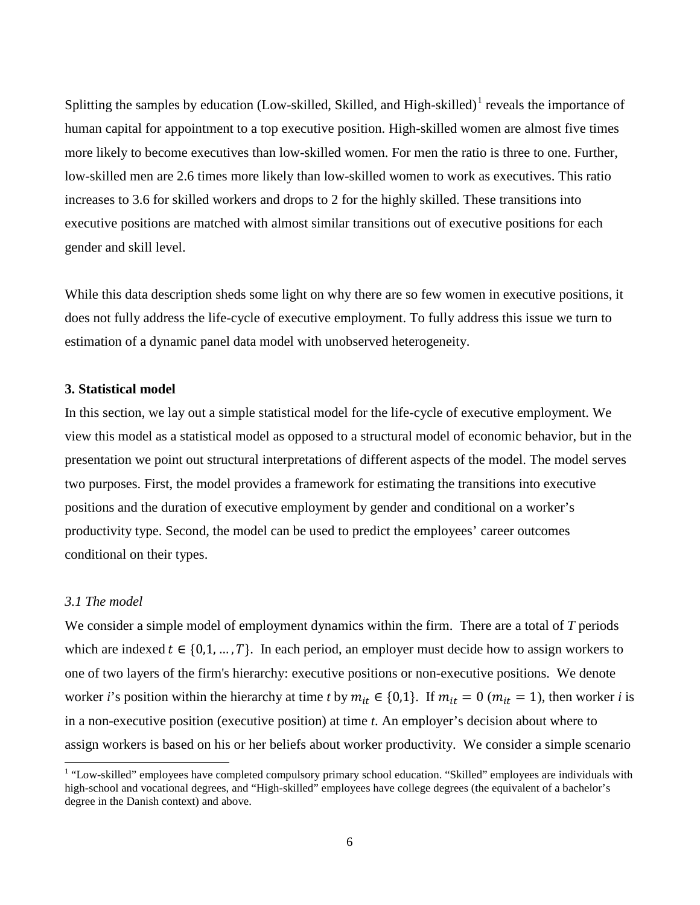Splitting the samples by education (Low-skilled, Skilled, and High-skilled)[1] reveals the importance of human capital for appointment to a top executive position. High-skilled women are almost five times more likely to become executives than low-skilled women. For men the ratio is three to one. Further, low-skilled men are 2.6 times more likely than low-skilled women to work as executives. This ratio increases to 3.6 for skilled workers and drops to 2 for the highly skilled. These transitions into executive positions are matched with almost similar transitions out of executive positions for each gender and skill level.

While this data description sheds some light on why there are so few women in executive positions, it does not fully address the life-cycle of executive employment. To fully address this issue we turn to estimation of a dynamic panel data model with unobserved heterogeneity.

### 3. Statistical model

In this section, we lay out a simple statistical model for the life-cycle of executive employment. We view this model as a statistical model as opposed to a structural model of economic behavior, but in the presentation we point out structural interpretations of different aspects of the model. The model serves two purposes. First, the model provides a framework for estimating the transitions into executive positions and the duration of executive employment by gender and conditional on a worker's productivity type. Second, the model can be used to predict the employees' career outcomes conditional on their types.

#### *3.1 The model*

We consider a simple model of employment dynamics within the firm. There are a total of $T$ periods which are indexed $t \in \{0,1,\ldots,T\}$. In each period, an employer must decide how to assign workers to one of two layers of the firm's hierarchy: executive positions or non-executive positions. We denote worker *i*'s position within the hierarchy at time *t* by $m_{it} \in \{0,1\}$. If $m_{it} = 0$ ($m_{it} = 1$), then worker *i* is in a non-executive position (executive position) at time *t*. An employer's decision about where to assign workers is based on his or her beliefs about worker productivity. We consider a simple scenario

[1] "Low-skilled" employees have completed compulsory primary school education. "Skilled" employees are individuals with high-school and vocational degrees, and "High-skilled" employees have college degrees (the equivalent of a bachelor's degree in the Danish context) and above.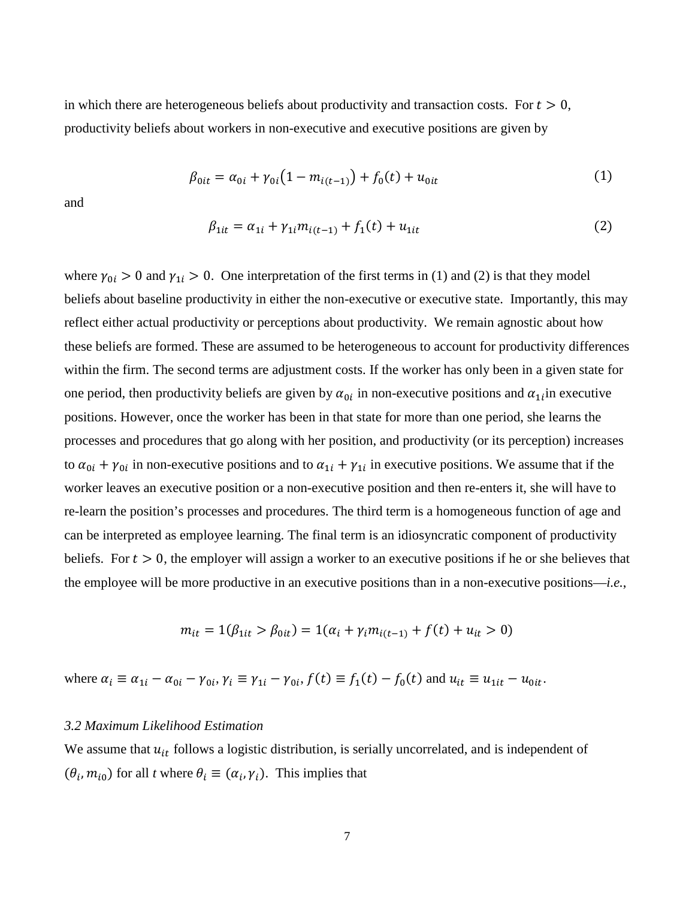in which there are heterogeneous beliefs about productivity and transaction costs. For $t > 0$, productivity beliefs about workers in non-executive and executive positions are given by

$$\beta_{0it} = \alpha_{0i} + \gamma_{0i}\left(1 - m_{i(t-1)}\right) + f_0(t) + u_{0it} \tag{1}$$

and

$$\beta_{1it} = \alpha_{1i} + \gamma_{1i} m_{i(t-1)} + f_1(t) + u_{1it} \tag{2}$$

where $\gamma_{0i} > 0$ and $\gamma_{1i} > 0$. One interpretation of the first terms in (1) and (2) is that they model beliefs about baseline productivity in either the non-executive or executive state. Importantly, this may reflect either actual productivity or perceptions about productivity. We remain agnostic about how these beliefs are formed. These are assumed to be heterogeneous to account for productivity differences within the firm. The second terms are adjustment costs. If the worker has only been in a given state for one period, then productivity beliefs are given by $\alpha_{0i}$ in non-executive positions and $\alpha_{1i}$ in executive positions. However, once the worker has been in that state for more than one period, she learns the processes and procedures that go along with her position, and productivity (or its perception) increases to $\alpha_{0i} + \gamma_{0i}$ in non-executive positions and to $\alpha_{1i} + \gamma_{1i}$ in executive positions. We assume that if the worker leaves an executive position or a non-executive position and then re-enters it, she will have to re-learn the position's processes and procedures. The third term is a homogeneous function of age and can be interpreted as employee learning. The final term is an idiosyncratic component of productivity beliefs. For $t > 0$, the employer will assign a worker to an executive positions if he or she believes that the employee will be more productive in an executive positions than in a non-executive positions—*i.e.*,

$$m_{it} = 1(\beta_{1it} > \beta_{0it}) = 1(\alpha_i + \gamma_i m_{i(t-1)} + f(t) + u_{it} > 0)$$

where $\alpha_i \equiv \alpha_{1i} - \alpha_{0i} - \gamma_{0i}, \gamma_i \equiv \gamma_{1i} - \gamma_{0i}, f(t) \equiv f_1(t) - f_0(t)$ and $u_{it} \equiv u_{1it} - u_{0it}$.

### *3.2 Maximum Likelihood Estimation*

We assume that $u_{it}$ follows a logistic distribution, is serially uncorrelated, and is independent of $(\theta_i, m_{i0})$ for all *t* where $\theta_i \equiv (\alpha_i, \gamma_i)$. This implies that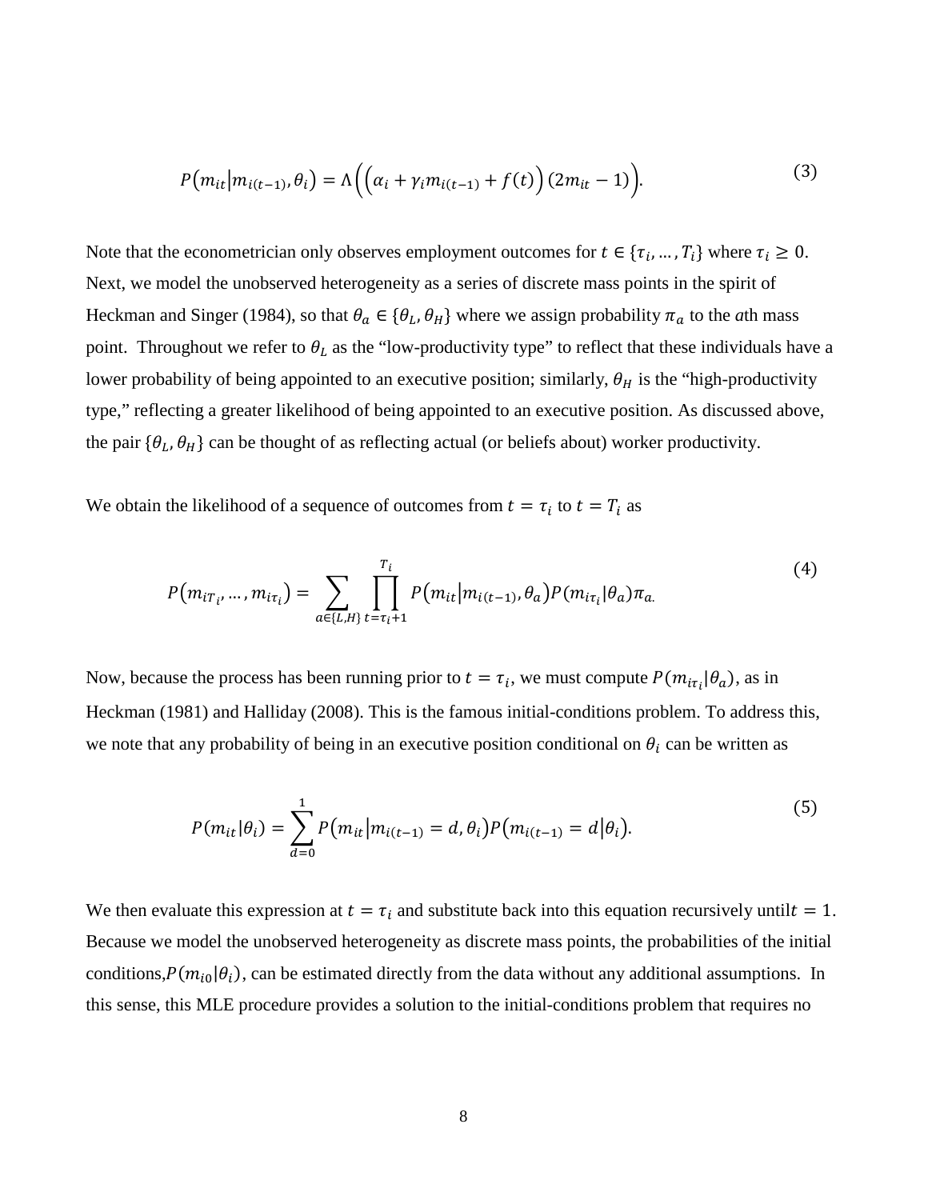$$P\left(m_{it}\middle|m_{i(t-1)},\theta_i\right) = \Lambda\left(\left(\alpha_i + \gamma_i m_{i(t-1)} + f(t)\right)(2m_{it} - 1)\right). \tag{3}$$

Note that the econometrician only observes employment outcomes for $t \in \{\tau_i, \ldots, T_i\}$ where $\tau_i \geq 0$. Next, we model the unobserved heterogeneity as a series of discrete mass points in the spirit of Heckman and Singer (1984), so that $\theta_a \in \{\theta_L, \theta_H\}$ where we assign probability $\pi_a$ to the *a*th mass point. Throughout we refer to $\theta_L$ as the "low-productivity type" to reflect that these individuals have a lower probability of being appointed to an executive position; similarly, $\theta_H$ is the "high-productivity type," reflecting a greater likelihood of being appointed to an executive position. As discussed above, the pair $\{\theta_L, \theta_H\}$ can be thought of as reflecting actual (or beliefs about) worker productivity.

We obtain the likelihood of a sequence of outcomes from $t = \tau_i$ to $t = T_i$ as

$$P\left(m_{iT_i}, \ldots, m_{i\tau_i}\right) = \sum_{a \in \{L,H\}} \prod_{t=\tau_i+1}^{T_i} P\left(m_{it}\middle|m_{i(t-1)},\theta_a\right) P(m_{i\tau_i}|\theta_a)\pi_a. \tag{4}$$

Now, because the process has been running prior to $t = \tau_i$, we must compute $P(m_{i\tau_i}|\theta_a)$, as in Heckman (1981) and Halliday (2008). This is the famous initial-conditions problem. To address this, we note that any probability of being in an executive position conditional on $\theta_i$ can be written as

$$P(m_{it}|\theta_i) = \sum_{d=0}^{1} P\left(m_{it}\middle|m_{i(t-1)} = d, \theta_i\right) P\left(m_{i(t-1)} = d\middle|\theta_i\right). \tag{5}$$

We then evaluate this expression at $t = \tau_i$ and substitute back into this equation recursively until $t = 1$. Because we model the unobserved heterogeneity as discrete mass points, the probabilities of the initial conditions, $P(m_{i0}|\theta_i)$, can be estimated directly from the data without any additional assumptions. In this sense, this MLE procedure provides a solution to the initial-conditions problem that requires no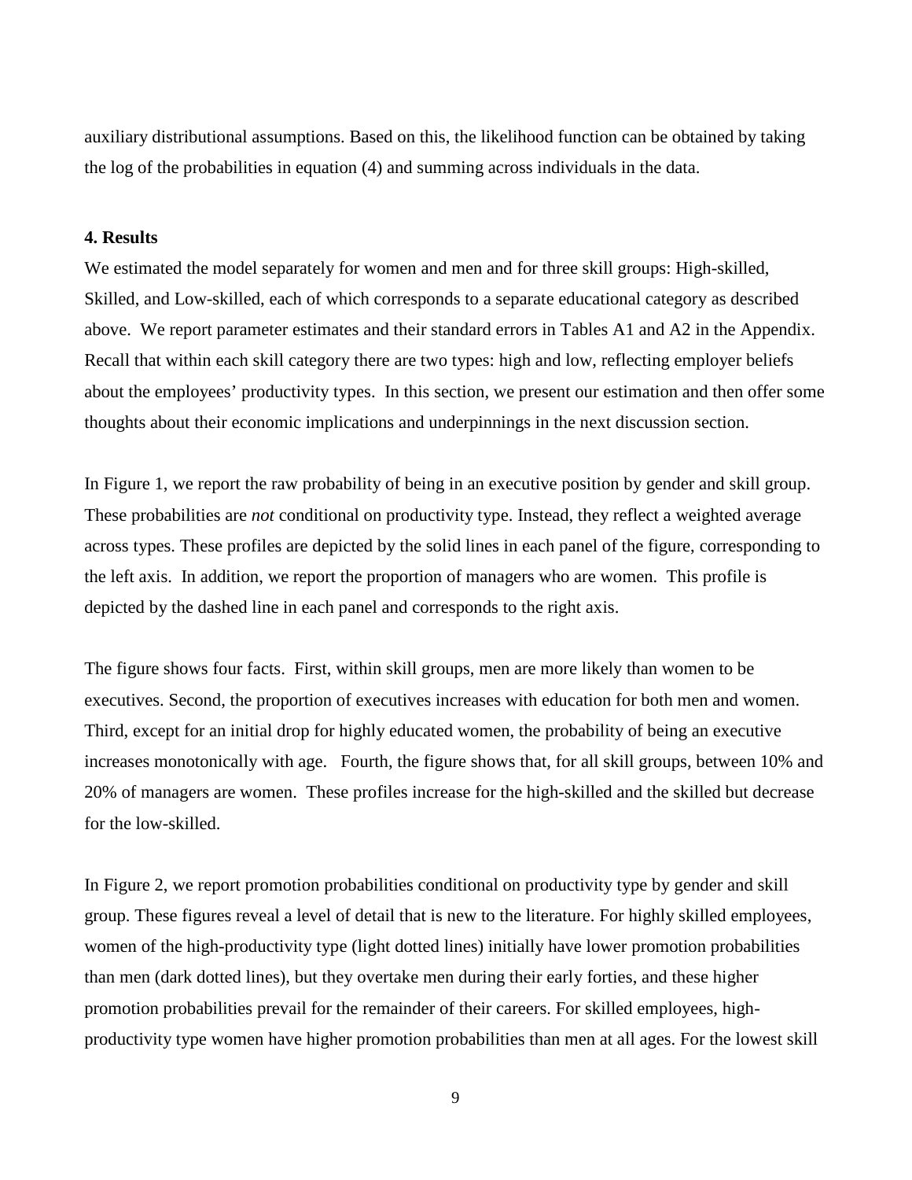auxiliary distributional assumptions. Based on this, the likelihood function can be obtained by taking the log of the probabilities in equation (4) and summing across individuals in the data.

## 4. Results

We estimated the model separately for women and men and for three skill groups: High-skilled, Skilled, and Low-skilled, each of which corresponds to a separate educational category as described above. We report parameter estimates and their standard errors in Tables A1 and A2 in the Appendix. Recall that within each skill category there are two types: high and low, reflecting employer beliefs about the employees' productivity types. In this section, we present our estimation and then offer some thoughts about their economic implications and underpinnings in the next discussion section.

In Figure 1, we report the raw probability of being in an executive position by gender and skill group. These probabilities are *not* conditional on productivity type. Instead, they reflect a weighted average across types. These profiles are depicted by the solid lines in each panel of the figure, corresponding to the left axis. In addition, we report the proportion of managers who are women. This profile is depicted by the dashed line in each panel and corresponds to the right axis.

The figure shows four facts. First, within skill groups, men are more likely than women to be executives. Second, the proportion of executives increases with education for both men and women. Third, except for an initial drop for highly educated women, the probability of being an executive increases monotonically with age. Fourth, the figure shows that, for all skill groups, between 10% and 20% of managers are women. These profiles increase for the high-skilled and the skilled but decrease for the low-skilled.

In Figure 2, we report promotion probabilities conditional on productivity type by gender and skill group. These figures reveal a level of detail that is new to the literature. For highly skilled employees, women of the high-productivity type (light dotted lines) initially have lower promotion probabilities than men (dark dotted lines), but they overtake men during their early forties, and these higher promotion probabilities prevail for the remainder of their careers. For skilled employees, high-productivity type women have higher promotion probabilities than men at all ages. For the lowest skill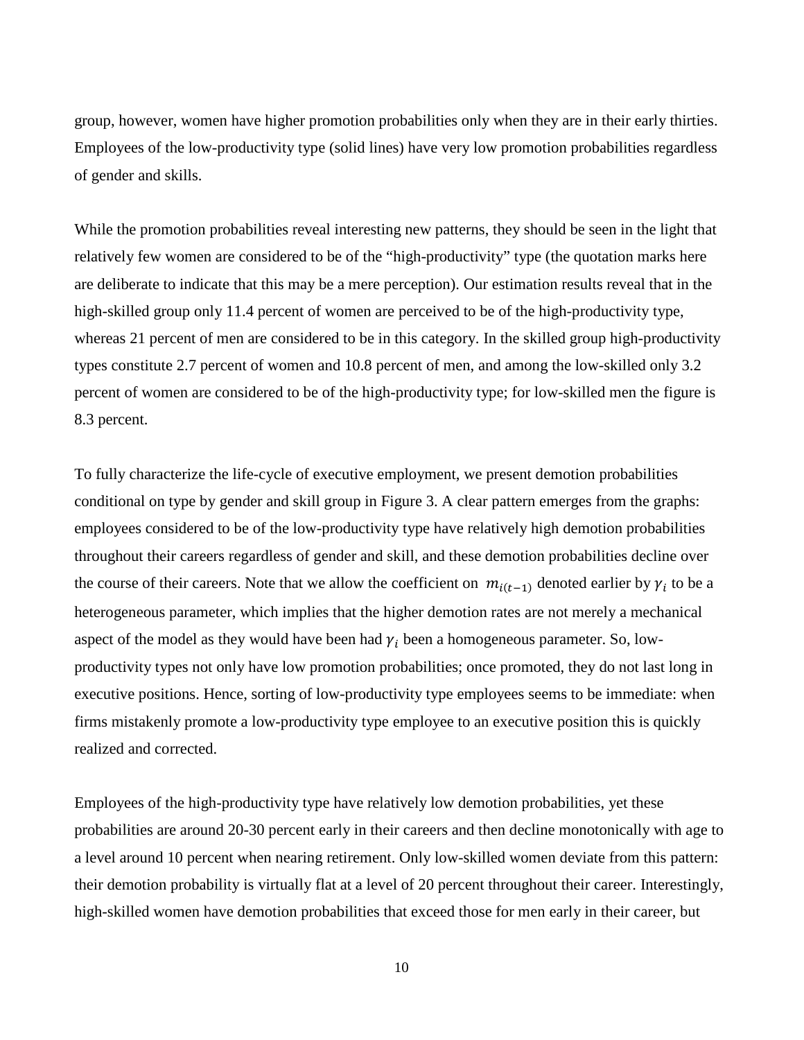group, however, women have higher promotion probabilities only when they are in their early thirties. Employees of the low-productivity type (solid lines) have very low promotion probabilities regardless of gender and skills.

While the promotion probabilities reveal interesting new patterns, they should be seen in the light that relatively few women are considered to be of the "high-productivity" type (the quotation marks here are deliberate to indicate that this may be a mere perception). Our estimation results reveal that in the high-skilled group only 11.4 percent of women are perceived to be of the high-productivity type, whereas 21 percent of men are considered to be in this category. In the skilled group high-productivity types constitute 2.7 percent of women and 10.8 percent of men, and among the low-skilled only 3.2 percent of women are considered to be of the high-productivity type; for low-skilled men the figure is 8.3 percent.

To fully characterize the life-cycle of executive employment, we present demotion probabilities conditional on type by gender and skill group in Figure 3. A clear pattern emerges from the graphs: employees considered to be of the low-productivity type have relatively high demotion probabilities throughout their careers regardless of gender and skill, and these demotion probabilities decline over the course of their careers. Note that we allow the coefficient on $m_{i(t-1)}$ denoted earlier by $\gamma_i$ to be a heterogeneous parameter, which implies that the higher demotion rates are not merely a mechanical aspect of the model as they would have been had $\gamma_i$ been a homogeneous parameter. So, low-productivity types not only have low promotion probabilities; once promoted, they do not last long in executive positions. Hence, sorting of low-productivity type employees seems to be immediate: when firms mistakenly promote a low-productivity type employee to an executive position this is quickly realized and corrected.

Employees of the high-productivity type have relatively low demotion probabilities, yet these probabilities are around 20-30 percent early in their careers and then decline monotonically with age to a level around 10 percent when nearing retirement. Only low-skilled women deviate from this pattern: their demotion probability is virtually flat at a level of 20 percent throughout their career. Interestingly, high-skilled women have demotion probabilities that exceed those for men early in their career, but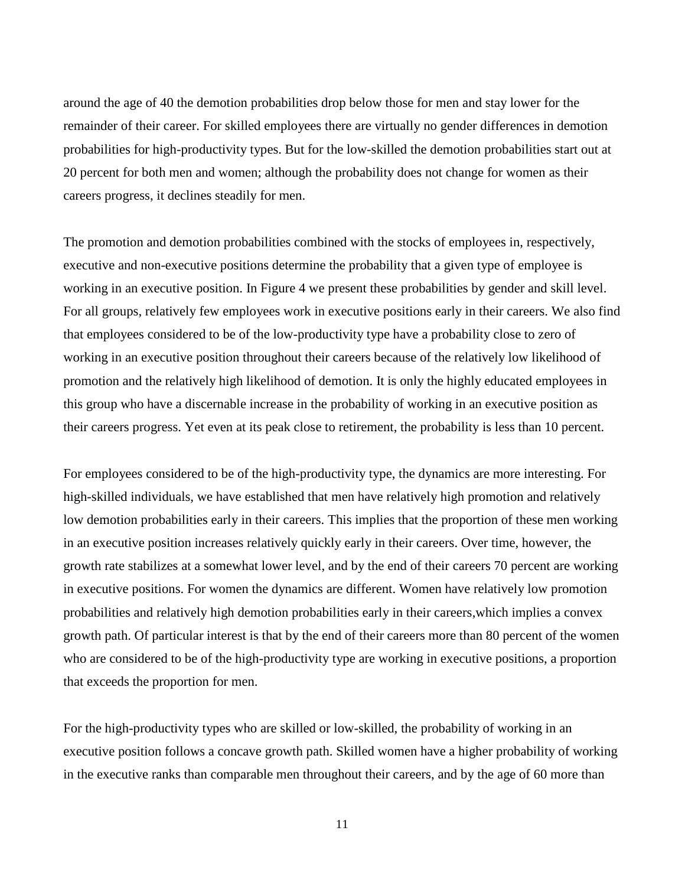around the age of 40 the demotion probabilities drop below those for men and stay lower for the remainder of their career. For skilled employees there are virtually no gender differences in demotion probabilities for high-productivity types. But for the low-skilled the demotion probabilities start out at 20 percent for both men and women; although the probability does not change for women as their careers progress, it declines steadily for men.

The promotion and demotion probabilities combined with the stocks of employees in, respectively, executive and non-executive positions determine the probability that a given type of employee is working in an executive position. In Figure 4 we present these probabilities by gender and skill level. For all groups, relatively few employees work in executive positions early in their careers. We also find that employees considered to be of the low-productivity type have a probability close to zero of working in an executive position throughout their careers because of the relatively low likelihood of promotion and the relatively high likelihood of demotion. It is only the highly educated employees in this group who have a discernable increase in the probability of working in an executive position as their careers progress. Yet even at its peak close to retirement, the probability is less than 10 percent.

For employees considered to be of the high-productivity type, the dynamics are more interesting. For high-skilled individuals, we have established that men have relatively high promotion and relatively low demotion probabilities early in their careers. This implies that the proportion of these men working in an executive position increases relatively quickly early in their careers. Over time, however, the growth rate stabilizes at a somewhat lower level, and by the end of their careers 70 percent are working in executive positions. For women the dynamics are different. Women have relatively low promotion probabilities and relatively high demotion probabilities early in their careers,which implies a convex growth path. Of particular interest is that by the end of their careers more than 80 percent of the women who are considered to be of the high-productivity type are working in executive positions, a proportion that exceeds the proportion for men.

For the high-productivity types who are skilled or low-skilled, the probability of working in an executive position follows a concave growth path. Skilled women have a higher probability of working in the executive ranks than comparable men throughout their careers, and by the age of 60 more than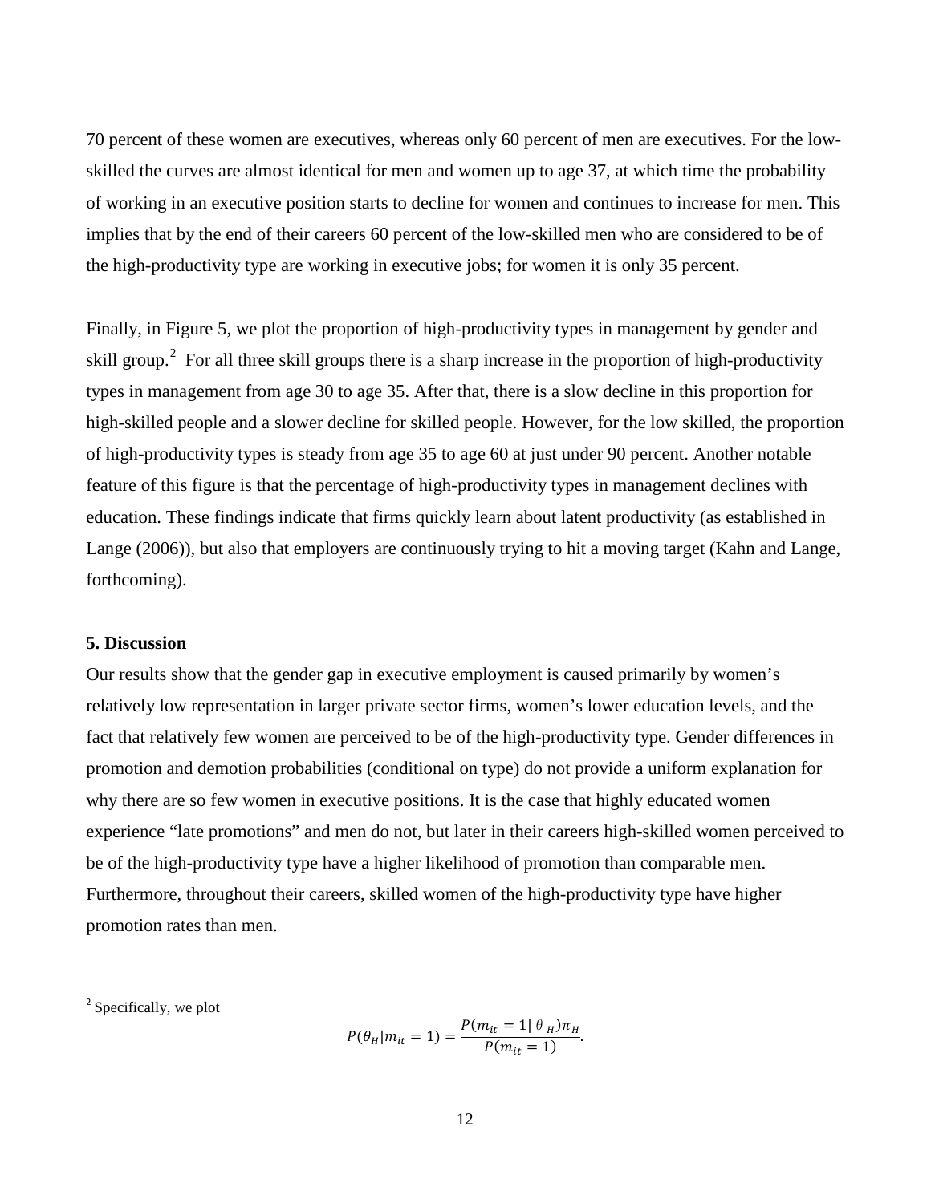70 percent of these women are executives, whereas only 60 percent of men are executives. For the low-skilled the curves are almost identical for men and women up to age 37, at which time the probability of working in an executive position starts to decline for women and continues to increase for men. This implies that by the end of their careers 60 percent of the low-skilled men who are considered to be of the high-productivity type are working in executive jobs; for women it is only 35 percent.

Finally, in Figure 5, we plot the proportion of high-productivity types in management by gender and skill group.[2] For all three skill groups there is a sharp increase in the proportion of high-productivity types in management from age 30 to age 35. After that, there is a slow decline in this proportion for high-skilled people and a slower decline for skilled people. However, for the low skilled, the proportion of high-productivity types is steady from age 35 to age 60 at just under 90 percent. Another notable feature of this figure is that the percentage of high-productivity types in management declines with education. These findings indicate that firms quickly learn about latent productivity (as established in Lange (2006)), but also that employers are continuously trying to hit a moving target (Kahn and Lange, forthcoming).

### 5. Discussion

Our results show that the gender gap in executive employment is caused primarily by women's relatively low representation in larger private sector firms, women's lower education levels, and the fact that relatively few women are perceived to be of the high-productivity type. Gender differences in promotion and demotion probabilities (conditional on type) do not provide a uniform explanation for why there are so few women in executive positions. It is the case that highly educated women experience "late promotions" and men do not, but later in their careers high-skilled women perceived to be of the high-productivity type have a higher likelihood of promotion than comparable men. Furthermore, throughout their careers, skilled women of the high-productivity type have higher promotion rates than men.

---

[2] Specifically, we plot

$$P(\theta_H | m_{it} = 1) = \frac{P(m_{it} = 1 | \theta_H)\pi_H}{P(m_{it} = 1)}.$$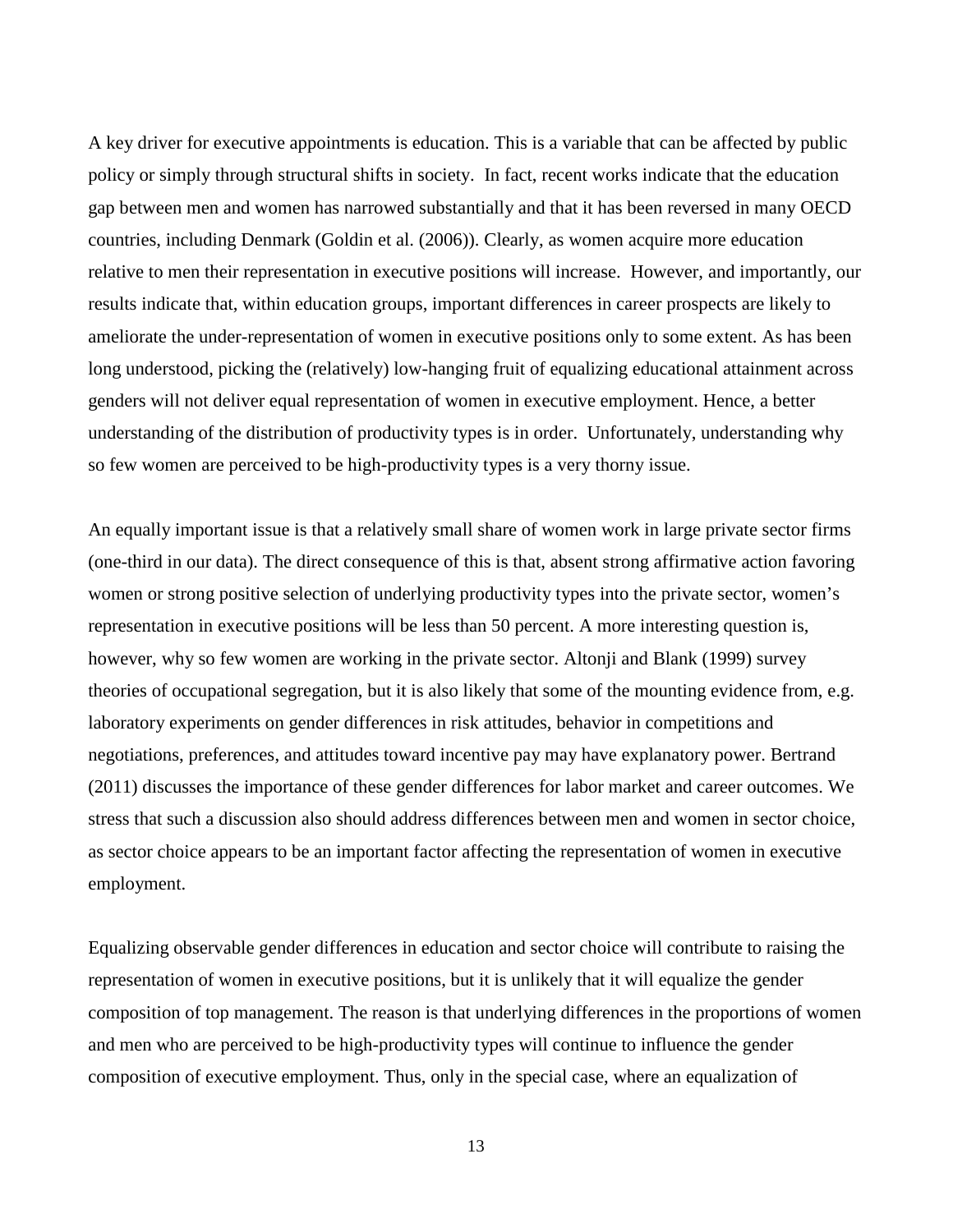A key driver for executive appointments is education. This is a variable that can be affected by public policy or simply through structural shifts in society. In fact, recent works indicate that the education gap between men and women has narrowed substantially and that it has been reversed in many OECD countries, including Denmark (Goldin et al. (2006)). Clearly, as women acquire more education relative to men their representation in executive positions will increase. However, and importantly, our results indicate that, within education groups, important differences in career prospects are likely to ameliorate the under-representation of women in executive positions only to some extent. As has been long understood, picking the (relatively) low-hanging fruit of equalizing educational attainment across genders will not deliver equal representation of women in executive employment. Hence, a better understanding of the distribution of productivity types is in order. Unfortunately, understanding why so few women are perceived to be high-productivity types is a very thorny issue.

An equally important issue is that a relatively small share of women work in large private sector firms (one-third in our data). The direct consequence of this is that, absent strong affirmative action favoring women or strong positive selection of underlying productivity types into the private sector, women's representation in executive positions will be less than 50 percent. A more interesting question is, however, why so few women are working in the private sector. Altonji and Blank (1999) survey theories of occupational segregation, but it is also likely that some of the mounting evidence from, e.g. laboratory experiments on gender differences in risk attitudes, behavior in competitions and negotiations, preferences, and attitudes toward incentive pay may have explanatory power. Bertrand (2011) discusses the importance of these gender differences for labor market and career outcomes. We stress that such a discussion also should address differences between men and women in sector choice, as sector choice appears to be an important factor affecting the representation of women in executive employment.

Equalizing observable gender differences in education and sector choice will contribute to raising the representation of women in executive positions, but it is unlikely that it will equalize the gender composition of top management. The reason is that underlying differences in the proportions of women and men who are perceived to be high-productivity types will continue to influence the gender composition of executive employment. Thus, only in the special case, where an equalization of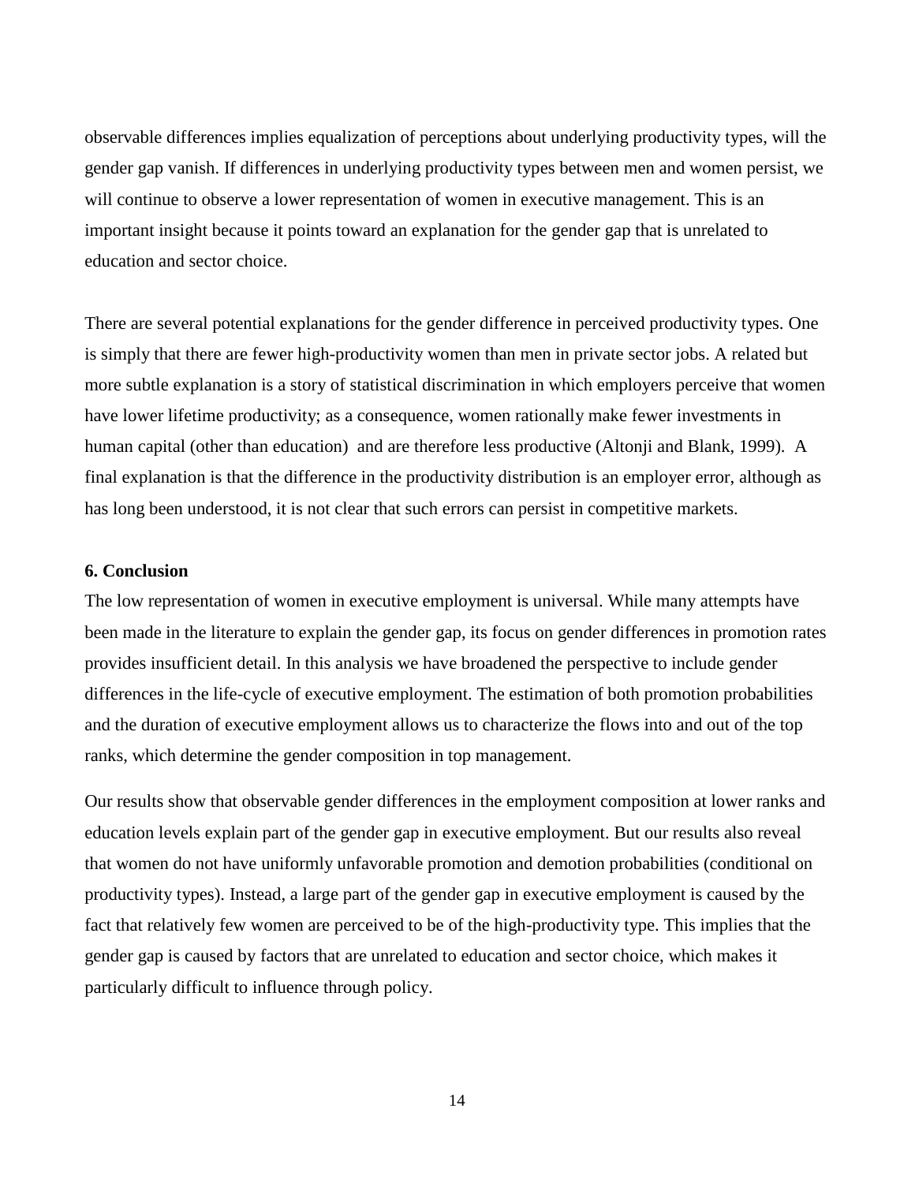observable differences implies equalization of perceptions about underlying productivity types, will the gender gap vanish. If differences in underlying productivity types between men and women persist, we will continue to observe a lower representation of women in executive management. This is an important insight because it points toward an explanation for the gender gap that is unrelated to education and sector choice.

There are several potential explanations for the gender difference in perceived productivity types. One is simply that there are fewer high-productivity women than men in private sector jobs. A related but more subtle explanation is a story of statistical discrimination in which employers perceive that women have lower lifetime productivity; as a consequence, women rationally make fewer investments in human capital (other than education) and are therefore less productive (Altonji and Blank, 1999). A final explanation is that the difference in the productivity distribution is an employer error, although as has long been understood, it is not clear that such errors can persist in competitive markets.

## 6. Conclusion

The low representation of women in executive employment is universal. While many attempts have been made in the literature to explain the gender gap, its focus on gender differences in promotion rates provides insufficient detail. In this analysis we have broadened the perspective to include gender differences in the life-cycle of executive employment. The estimation of both promotion probabilities and the duration of executive employment allows us to characterize the flows into and out of the top ranks, which determine the gender composition in top management.

Our results show that observable gender differences in the employment composition at lower ranks and education levels explain part of the gender gap in executive employment. But our results also reveal that women do not have uniformly unfavorable promotion and demotion probabilities (conditional on productivity types). Instead, a large part of the gender gap in executive employment is caused by the fact that relatively few women are perceived to be of the high-productivity type. This implies that the gender gap is caused by factors that are unrelated to education and sector choice, which makes it particularly difficult to influence through policy.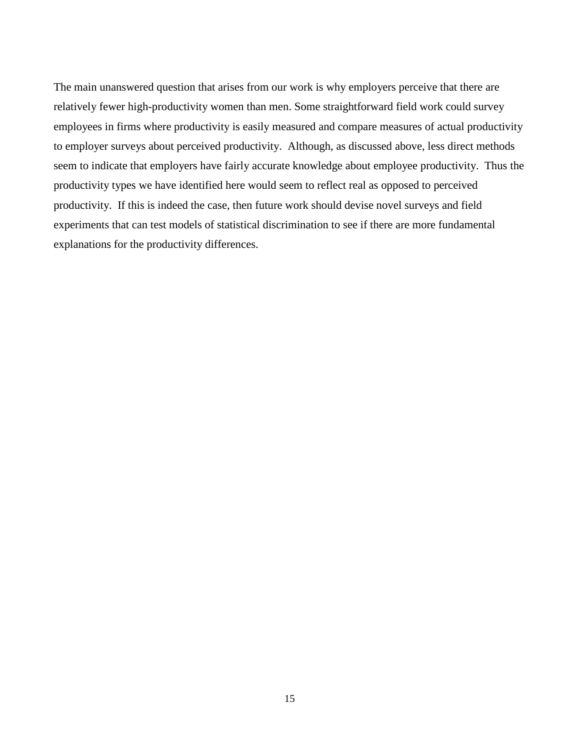The main unanswered question that arises from our work is why employers perceive that there are relatively fewer high-productivity women than men. Some straightforward field work could survey employees in firms where productivity is easily measured and compare measures of actual productivity to employer surveys about perceived productivity. Although, as discussed above, less direct methods seem to indicate that employers have fairly accurate knowledge about employee productivity. Thus the productivity types we have identified here would seem to reflect real as opposed to perceived productivity. If this is indeed the case, then future work should devise novel surveys and field experiments that can test models of statistical discrimination to see if there are more fundamental explanations for the productivity differences.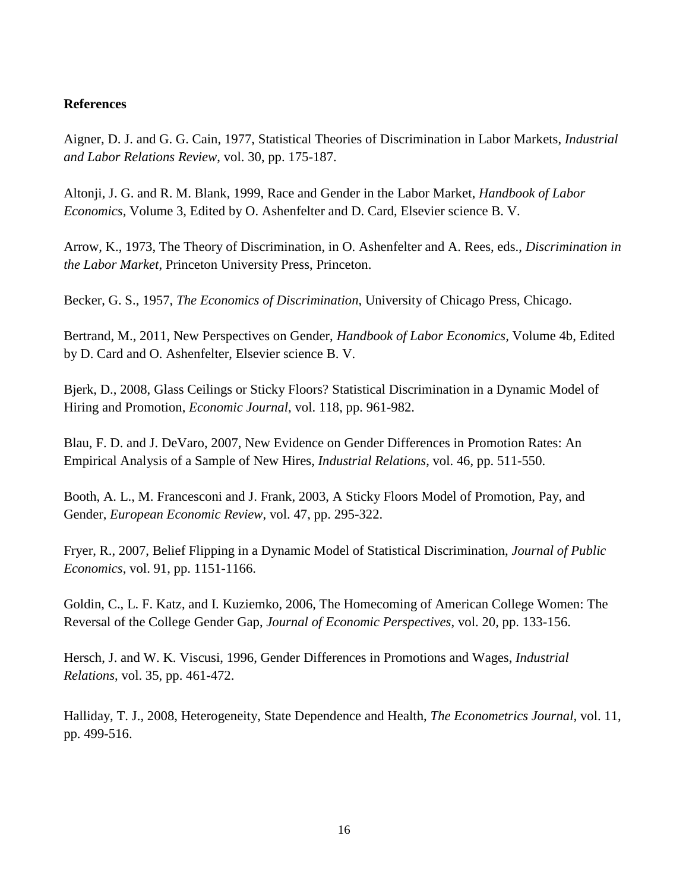**References**

Aigner, D. J. and G. G. Cain, 1977, Statistical Theories of Discrimination in Labor Markets, *Industrial and Labor Relations Review*, vol. 30, pp. 175-187.

Altonji, J. G. and R. M. Blank, 1999, Race and Gender in the Labor Market, *Handbook of Labor Economics,* Volume 3, Edited by O. Ashenfelter and D. Card, Elsevier science B. V.

Arrow, K., 1973, The Theory of Discrimination, in O. Ashenfelter and A. Rees, eds., *Discrimination in the Labor Market*, Princeton University Press, Princeton.

Becker, G. S., 1957, *The Economics of Discrimination*, University of Chicago Press, Chicago.

Bertrand, M., 2011, New Perspectives on Gender, *Handbook of Labor Economics,* Volume 4b, Edited by D. Card and O. Ashenfelter, Elsevier science B. V.

Bjerk, D., 2008, Glass Ceilings or Sticky Floors? Statistical Discrimination in a Dynamic Model of Hiring and Promotion, *Economic Journal*, vol. 118, pp. 961-982.

Blau, F. D. and J. DeVaro, 2007, New Evidence on Gender Differences in Promotion Rates: An Empirical Analysis of a Sample of New Hires, *Industrial Relations*, vol. 46, pp. 511-550.

Booth, A. L., M. Francesconi and J. Frank, 2003, A Sticky Floors Model of Promotion, Pay, and Gender, *European Economic Review*, vol. 47, pp. 295-322.

Fryer, R., 2007, Belief Flipping in a Dynamic Model of Statistical Discrimination, *Journal of Public Economics*, vol. 91, pp. 1151-1166.

Goldin, C., L. F. Katz, and I. Kuziemko, 2006, The Homecoming of American College Women: The Reversal of the College Gender Gap, *Journal of Economic Perspectives*, vol. 20, pp. 133-156.

Hersch, J. and W. K. Viscusi, 1996, Gender Differences in Promotions and Wages, *Industrial Relations*, vol. 35, pp. 461-472.

Halliday, T. J., 2008, Heterogeneity, State Dependence and Health, *The Econometrics Journal*, vol. 11, pp. 499-516.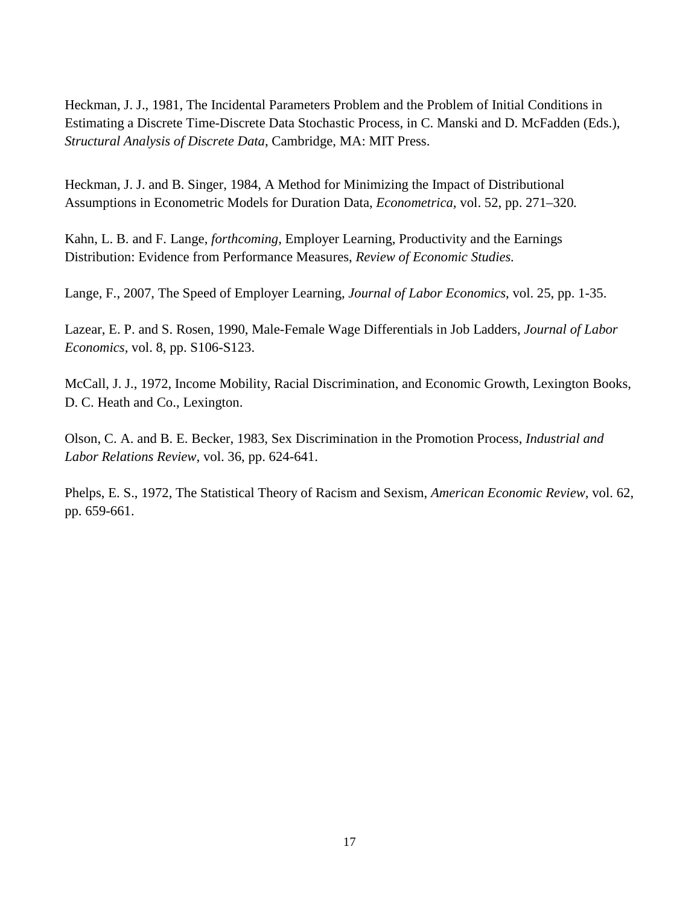Heckman, J. J., 1981, The Incidental Parameters Problem and the Problem of Initial Conditions in Estimating a Discrete Time-Discrete Data Stochastic Process, in C. Manski and D. McFadden (Eds.), *Structural Analysis of Discrete Data*, Cambridge, MA: MIT Press.

Heckman, J. J. and B. Singer, 1984, A Method for Minimizing the Impact of Distributional Assumptions in Econometric Models for Duration Data, *Econometrica,* vol. 52, pp. 271–320*.*

Kahn, L. B. and F. Lange, *forthcoming*, Employer Learning, Productivity and the Earnings Distribution: Evidence from Performance Measures, *Review of Economic Studies.*

Lange, F., 2007, The Speed of Employer Learning, *Journal of Labor Economics,* vol. 25, pp. 1-35.

Lazear, E. P. and S. Rosen, 1990, Male-Female Wage Differentials in Job Ladders, *Journal of Labor Economics,* vol. 8, pp. S106-S123.

McCall, J. J., 1972, Income Mobility, Racial Discrimination, and Economic Growth, Lexington Books, D. C. Heath and Co., Lexington.

Olson, C. A. and B. E. Becker, 1983, Sex Discrimination in the Promotion Process, *Industrial and Labor Relations Review*, vol. 36, pp. 624-641.

Phelps, E. S., 1972, The Statistical Theory of Racism and Sexism, *American Economic Review*, vol. 62, pp. 659-661.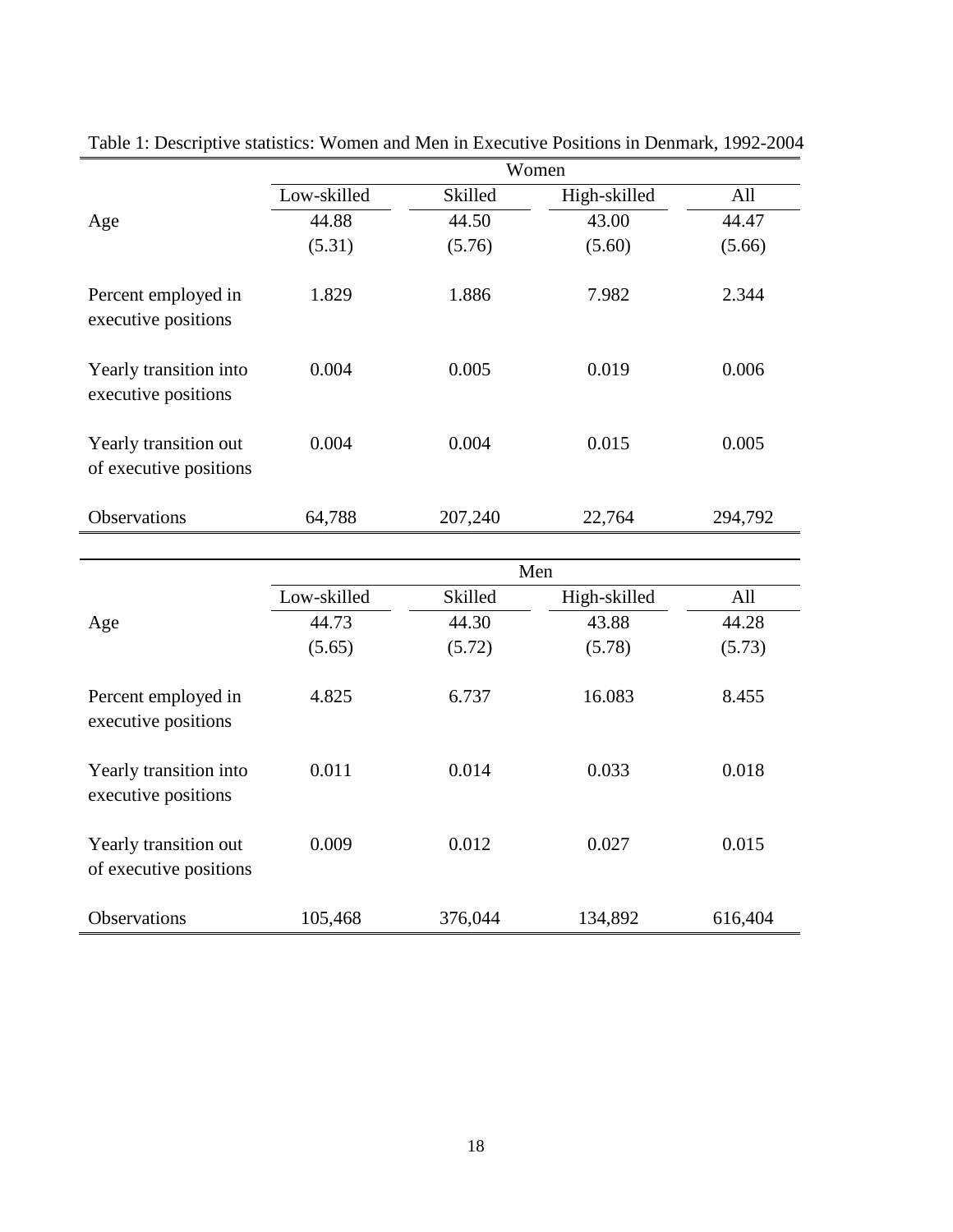Table 1: Descriptive statistics: Women and Men in Executive Positions in Denmark, 1992-2004

| | Women | | | |
|---|---|---|---|---|
| | Low-skilled | Skilled | High-skilled | All |
| Age | 44.88 | 44.50 | 43.00 | 44.47 |
| | (5.31) | (5.76) | (5.60) | (5.66) |
| Percent employed in executive positions | 1.829 | 1.886 | 7.982 | 2.344 |
| Yearly transition into executive positions | 0.004 | 0.005 | 0.019 | 0.006 |
| Yearly transition out of executive positions | 0.004 | 0.004 | 0.015 | 0.005 |
| Observations | 64,788 | 207,240 | 22,764 | 294,792 |

| | Men | | | |
|---|---|---|---|---|
| | Low-skilled | Skilled | High-skilled | All |
| Age | 44.73 | 44.30 | 43.88 | 44.28 |
| | (5.65) | (5.72) | (5.78) | (5.73) |
| Percent employed in executive positions | 4.825 | 6.737 | 16.083 | 8.455 |
| Yearly transition into executive positions | 0.011 | 0.014 | 0.033 | 0.018 |
| Yearly transition out of executive positions | 0.009 | 0.012 | 0.027 | 0.015 |
| Observations | 105,468 | 376,044 | 134,892 | 616,404 |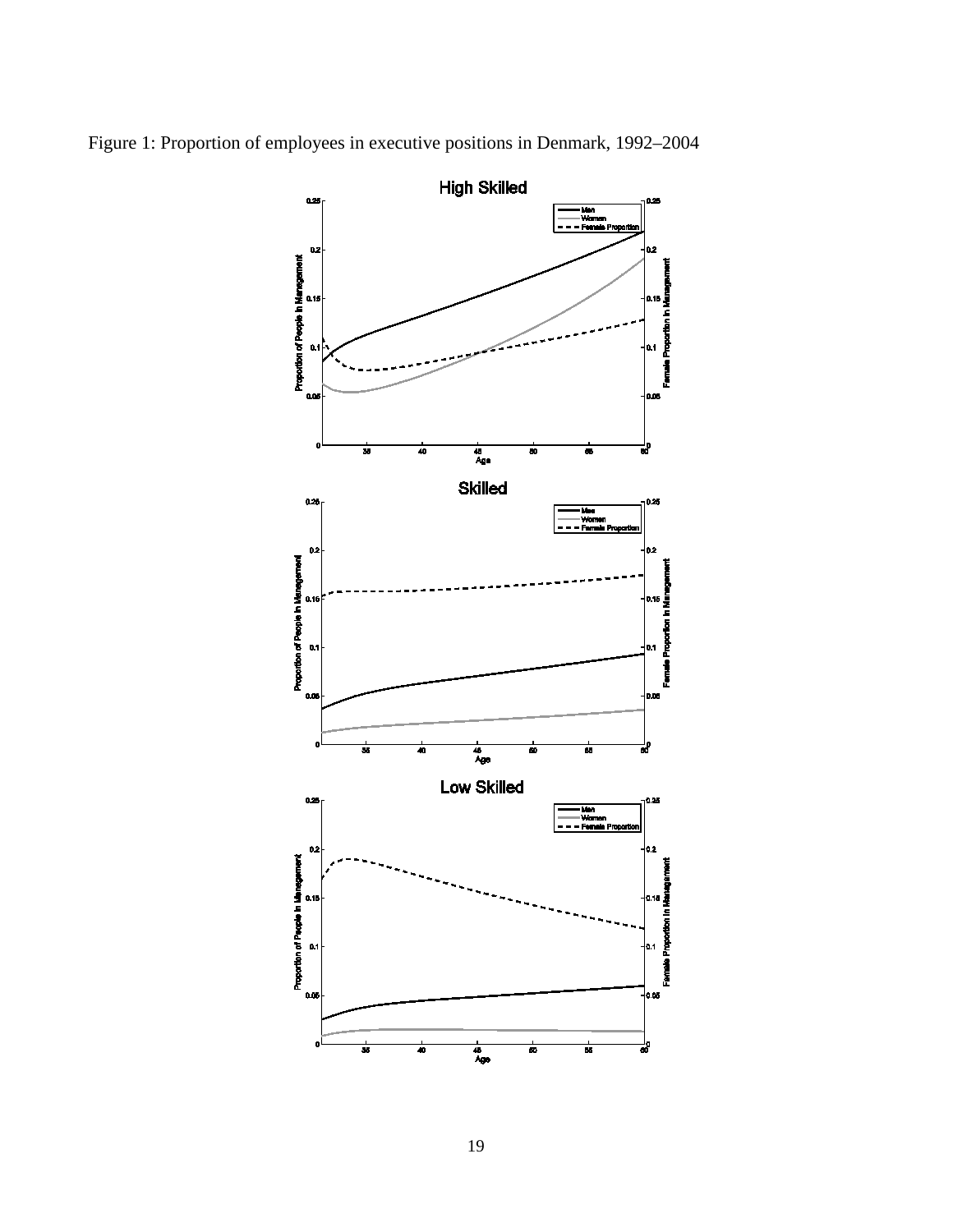Figure 1: Proportion of employees in executive positions in Denmark, 1992–2004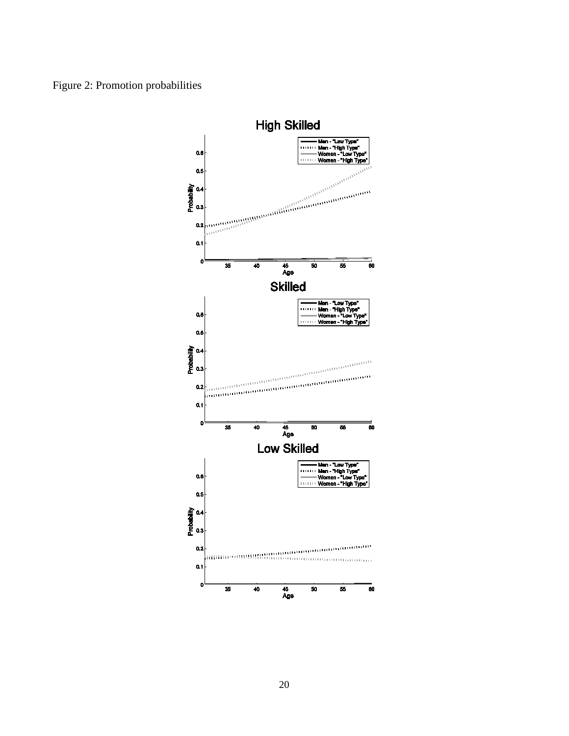Figure 2: Promotion probabilities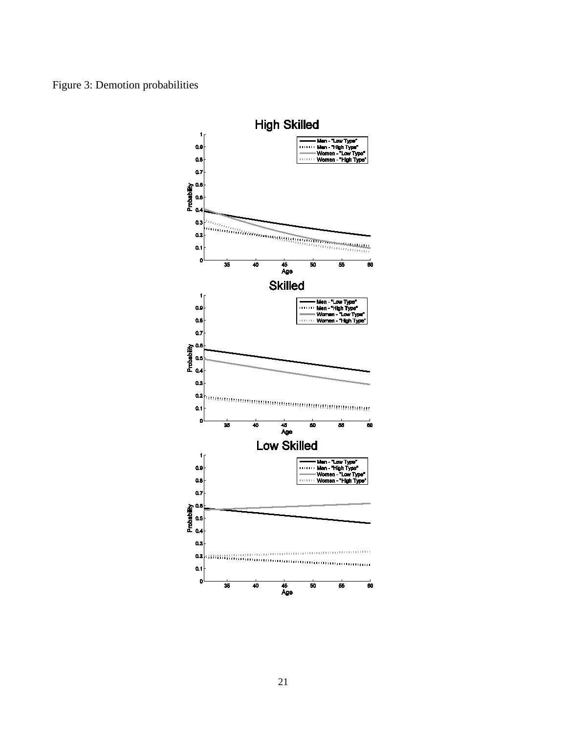Figure 3: Demotion probabilities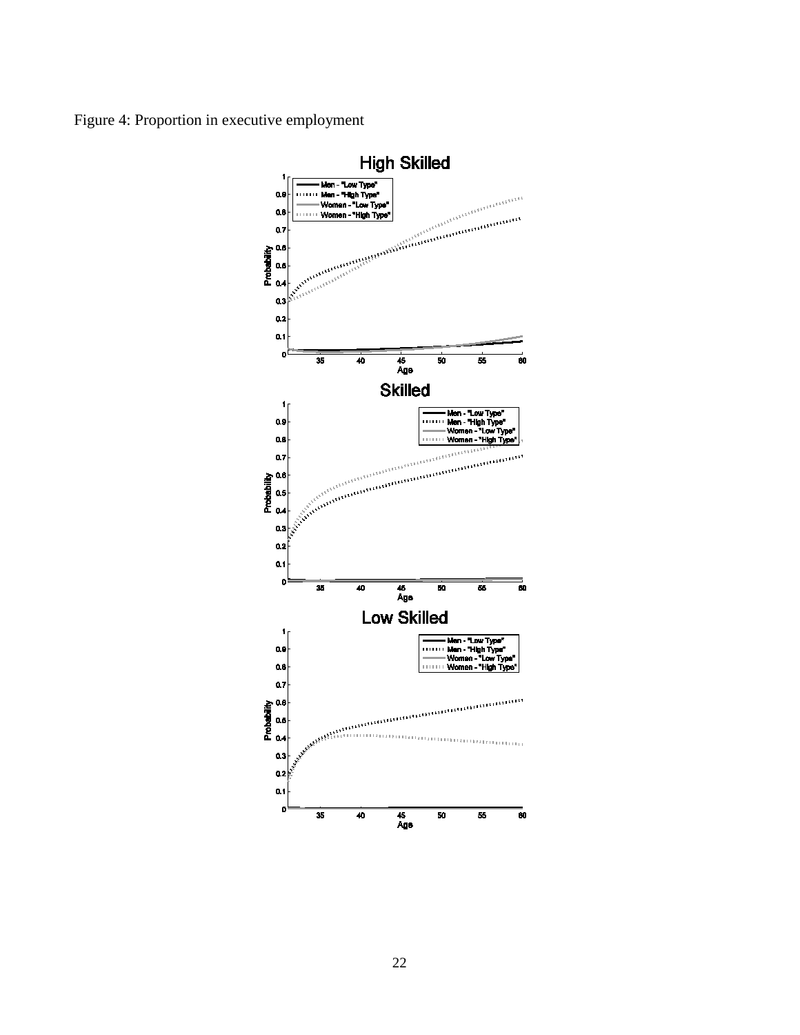Figure 4: Proportion in executive employment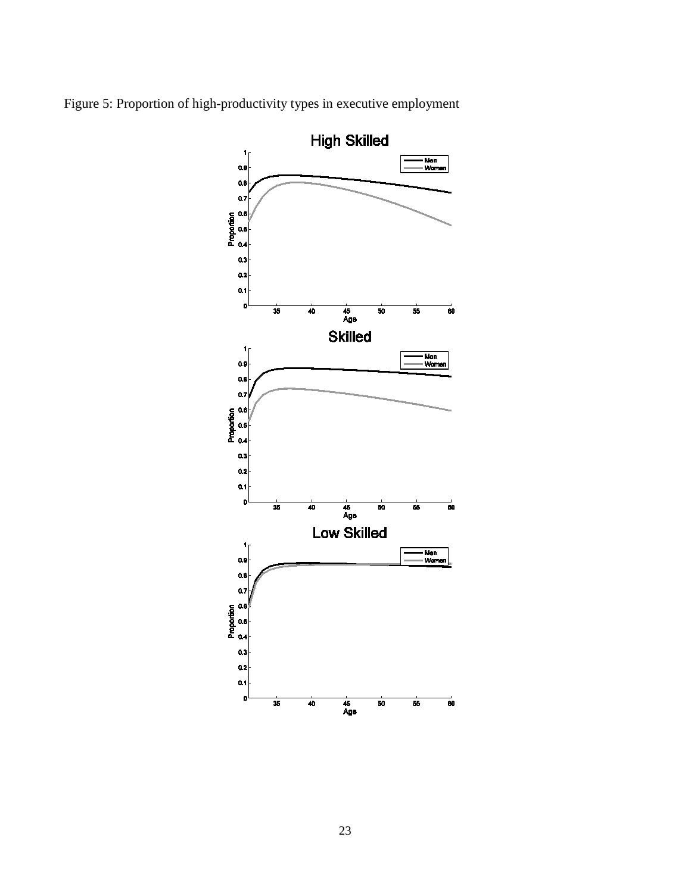Figure 5: Proportion of high-productivity types in executive employment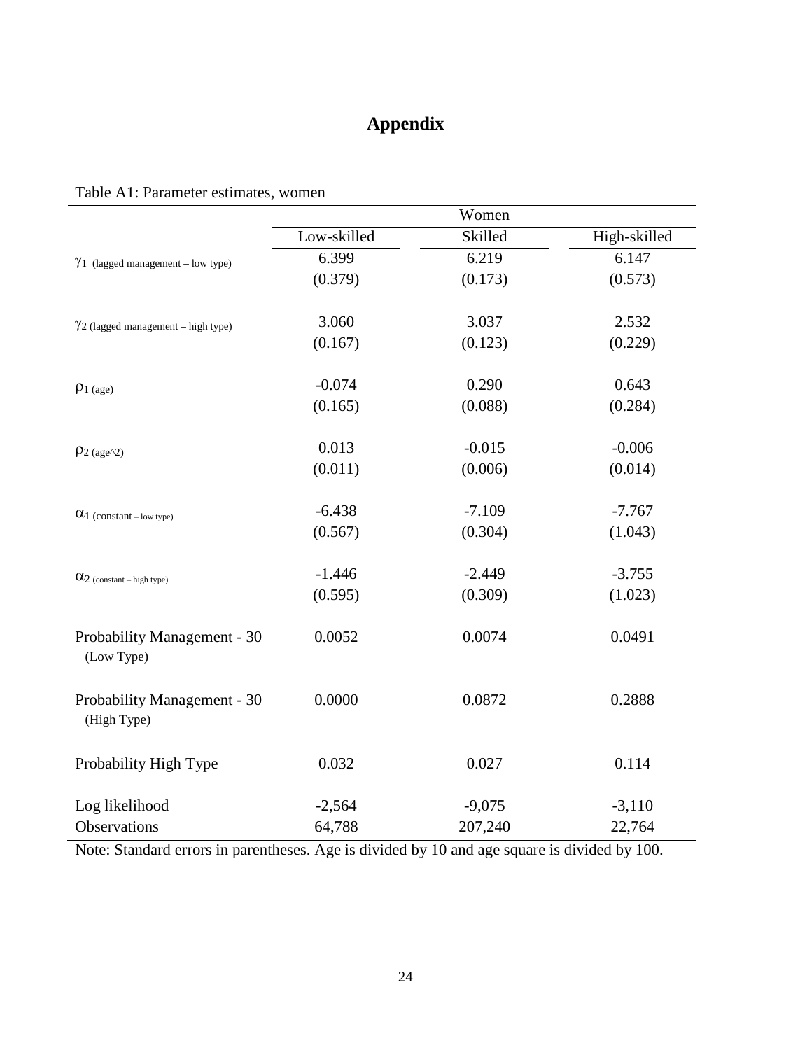# Appendix

Table A1: Parameter estimates, women

| | Women | | |
|---|---|---|---|
| | Low-skilled | Skilled | High-skilled |
| $\gamma_1$ (lagged management – low type) | 6.399 | 6.219 | 6.147 |
| | (0.379) | (0.173) | (0.573) |
| $\gamma_2$ (lagged management – high type) | 3.060 | 3.037 | 2.532 |
| | (0.167) | (0.123) | (0.229) |
| $\rho_1$ (age) | -0.074 | 0.290 | 0.643 |
| | (0.165) | (0.088) | (0.284) |
| $\rho_2$ (age^2) | 0.013 | -0.015 | -0.006 |
| | (0.011) | (0.006) | (0.014) |
| $\alpha_1$ (constant – low type) | -6.438 | -7.109 | -7.767 |
| | (0.567) | (0.304) | (1.043) |
| $\alpha_2$ (constant – high type) | -1.446 | -2.449 | -3.755 |
| | (0.595) | (0.309) | (1.023) |
| Probability Management - 30 (Low Type) | 0.0052 | 0.0074 | 0.0491 |
| Probability Management - 30 (High Type) | 0.0000 | 0.0872 | 0.2888 |
| Probability High Type | 0.032 | 0.027 | 0.114 |
| Log likelihood | -2,564 | -9,075 | -3,110 |
| Observations | 64,788 | 207,240 | 22,764 |

Note: Standard errors in parentheses. Age is divided by 10 and age square is divided by 100.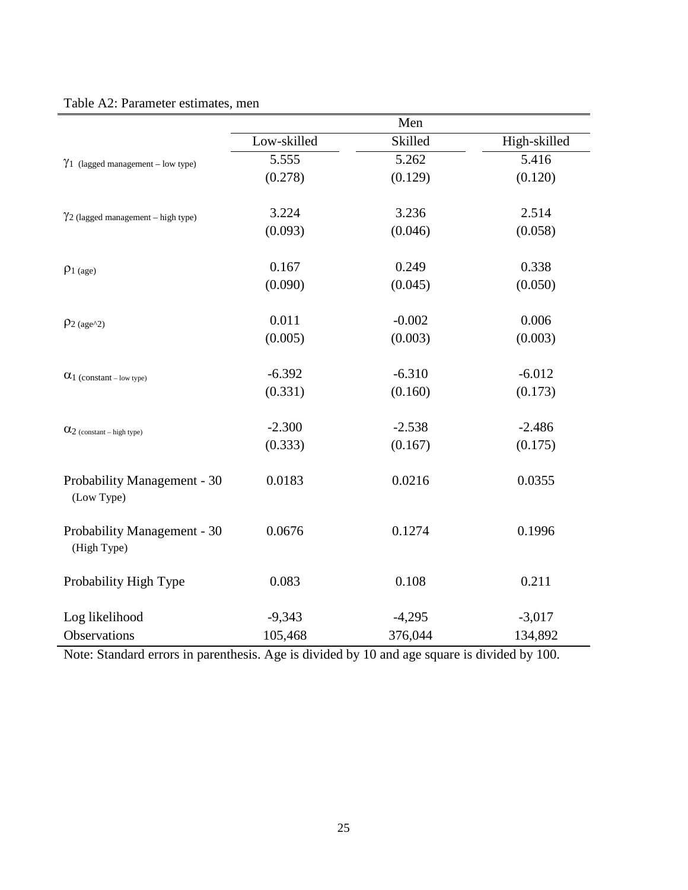Table A2: Parameter estimates, men

| | Men | | |
|---|---|---|---|
| | Low-skilled | Skilled | High-skilled |
| $\gamma_1$ (lagged management – low type) | 5.555 | 5.262 | 5.416 |
| | (0.278) | (0.129) | (0.120) |
| $\gamma_2$ (lagged management – high type) | 3.224 | 3.236 | 2.514 |
| | (0.093) | (0.046) | (0.058) |
| $\rho_1$ (age) | 0.167 | 0.249 | 0.338 |
| | (0.090) | (0.045) | (0.050) |
| $\rho_2$ (age^2) | 0.011 | -0.002 | 0.006 |
| | (0.005) | (0.003) | (0.003) |
| $\alpha_1$ (constant – low type) | -6.392 | -6.310 | -6.012 |
| | (0.331) | (0.160) | (0.173) |
| $\alpha_2$ (constant – high type) | -2.300 | -2.538 | -2.486 |
| | (0.333) | (0.167) | (0.175) |
| Probability Management - 30 (Low Type) | 0.0183 | 0.0216 | 0.0355 |
| Probability Management - 30 (High Type) | 0.0676 | 0.1274 | 0.1996 |
| Probability High Type | 0.083 | 0.108 | 0.211 |
| Log likelihood | -9,343 | -4,295 | -3,017 |
| Observations | 105,468 | 376,044 | 134,892 |

Note: Standard errors in parenthesis. Age is divided by 10 and age square is divided by 100.